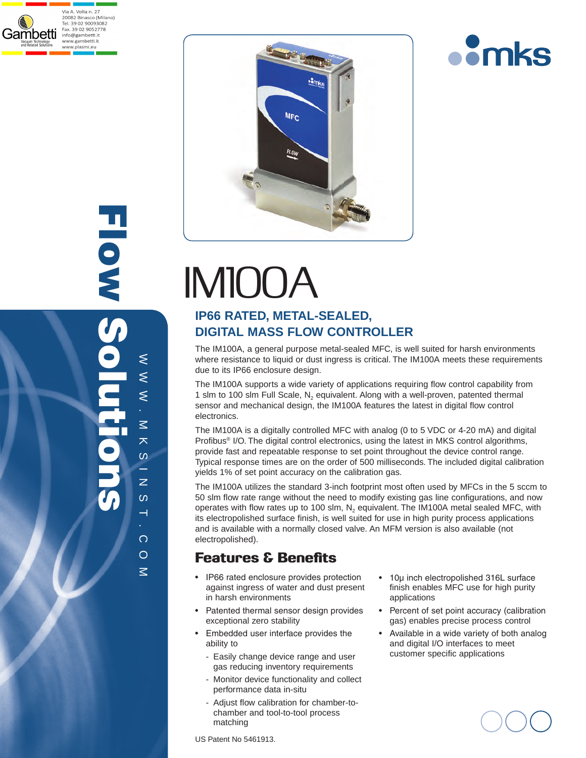Via A. Volta n. 27
20082 Binasco (Milano)
Tel. 39 02 90093082
Fax. 39 02 9052778
info@gambetti.it
www.gambetti.it
www.plasmi.eu

Flow Solutions

WWW.MKSINST.COM

# IM100A

## IP66 RATED, METAL-SEALED, DIGITAL MASS FLOW CONTROLLER

The IM100A, a general purpose metal-sealed MFC, is well suited for harsh environments where resistance to liquid or dust ingress is critical. The IM100A meets these requirements due to its IP66 enclosure design.

The IM100A supports a wide variety of applications requiring flow control capability from 1 slm to 100 slm Full Scale, $N_2$ equivalent. Along with a well-proven, patented thermal sensor and mechanical design, the IM100A features the latest in digital flow control electronics.

The IM100A is a digitally controlled MFC with analog (0 to 5 VDC or 4-20 mA) and digital Profibus® I/O. The digital control electronics, using the latest in MKS control algorithms, provide fast and repeatable response to set point throughout the device control range. Typical response times are on the order of 500 milliseconds. The included digital calibration yields 1% of set point accuracy on the calibration gas.

The IM100A utilizes the standard 3-inch footprint most often used by MFCs in the 5 sccm to 50 slm flow rate range without the need to modify existing gas line configurations, and now operates with flow rates up to 100 slm, $N_2$ equivalent. The IM100A metal sealed MFC, with its electropolished surface finish, is well suited for use in high purity process applications and is available with a normally closed valve. An MFM version is also available (not electropolished).

## Features & Benefits

- IP66 rated enclosure provides protection against ingress of water and dust present in harsh environments
- Patented thermal sensor design provides exceptional zero stability
- Embedded user interface provides the ability to
  - Easily change device range and user gas reducing inventory requirements
  - Monitor device functionality and collect performance data in-situ
  - Adjust flow calibration for chamber-to-chamber and tool-to-tool process matching
- 10µ inch electropolished 316L surface finish enables MFC use for high purity applications
- Percent of set point accuracy (calibration gas) enables precise process control
- Available in a wide variety of both analog and digital I/O interfaces to meet customer specific applications

US Patent No 5461913.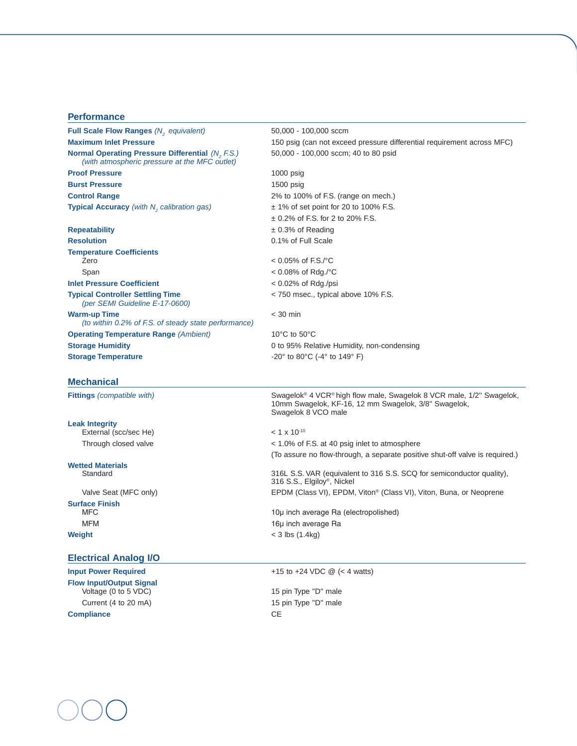## Performance

| | |
|---|---|
| **Full Scale Flow Ranges** *($N_2$ equivalent)* | 50,000 - 100,000 sccm |
| **Maximum Inlet Pressure** | 150 psig (can not exceed pressure differential requirement across MFC) |
| **Normal Operating Pressure Differential** *($N_2$ F.S.) (with atmospheric pressure at the MFC outlet)* | 50,000 - 100,000 sccm; 40 to 80 psid |
| **Proof Pressure** | 1000 psig |
| **Burst Pressure** | 1500 psig |
| **Control Range** | 2% to 100% of F.S. (range on mech.) |
| **Typical Accuracy** *(with $N_2$ calibration gas)* | ± 1% of set point for 20 to 100% F.S. |
| | ± 0.2% of F.S. for 2 to 20% F.S. |
| **Repeatability** | ± 0.3% of Reading |
| **Resolution** | 0.1% of Full Scale |
| **Temperature Coefficients** | |
| Zero | < 0.05% of F.S./°C |
| Span | < 0.08% of Rdg./°C |
| **Inlet Pressure Coefficient** | < 0.02% of Rdg./psi |
| **Typical Controller Settling Time** *(per SEMI Guideline E-17-0600)* | < 750 msec., typical above 10% F.S. |
| **Warm-up Time** *(to within 0.2% of F.S. of steady state performance)* | < 30 min |
| **Operating Temperature Range** *(Ambient)* | 10°C to 50°C |
| **Storage Humidity** | 0 to 95% Relative Humidity, non-condensing |
| **Storage Temperature** | -20° to 80°C (-4° to 149° F) |

## Mechanical

| | |
|---|---|
| **Fittings** *(compatible with)* | Swagelok® 4 VCR® high flow male, Swagelok 8 VCR male, 1/2" Swagelok, 10mm Swagelok, KF-16, 12 mm Swagelok, 3/8" Swagelok, Swagelok 8 VCO male |
| **Leak Integrity** | |
| External (scc/sec He) | $< 1 \times 10^{-10}$ |
| Through closed valve | < 1.0% of F.S. at 40 psig inlet to atmosphere |
| | (To assure no flow-through, a separate positive shut-off valve is required.) |
| **Wetted Materials** | |
| Standard | 316L S.S. VAR (equivalent to 316 S.S. SCQ for semiconductor quality), 316 S.S., Elgiloy®, Nickel |
| Valve Seat (MFC only) | EPDM (Class VI), EPDM, Viton® (Class VI), Viton, Buna, or Neoprene |
| **Surface Finish** | |
| MFC | 10μ inch average Ra (electropolished) |
| MFM | 16μ inch average Ra |
| **Weight** | < 3 lbs (1.4kg) |

## Electrical Analog I/O

| | |
|---|---|
| **Input Power Required** | +15 to +24 VDC @ (< 4 watts) |
| **Flow Input/Output Signal** | |
| Voltage (0 to 5 VDC) | 15 pin Type "D" male |
| Current (4 to 20 mA) | 15 pin Type "D" male |
| **Compliance** | CE |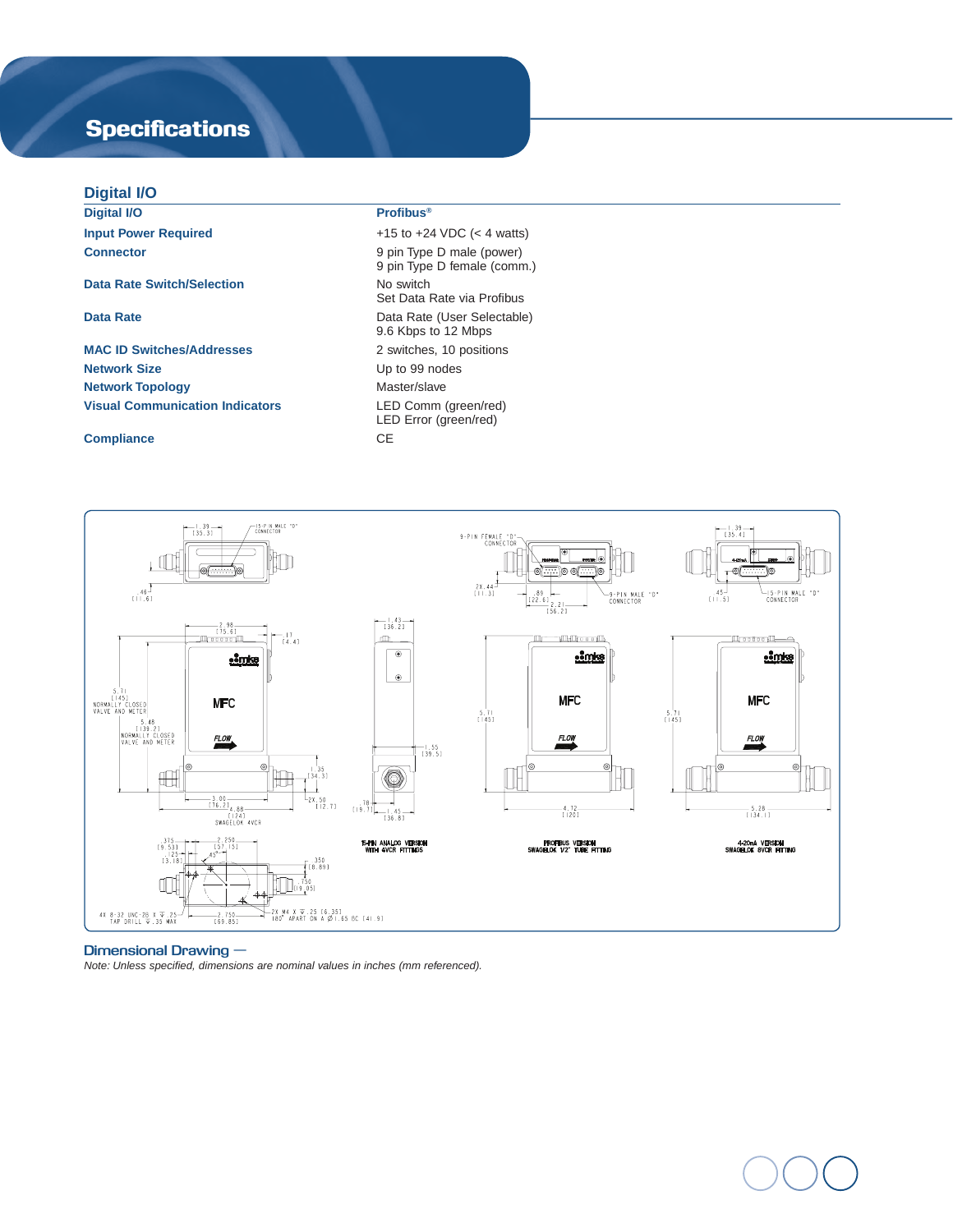# Specifications

## Digital I/O

| Digital I/O | Profibus® |
|---|---|
| Input Power Required | +15 to +24 VDC (< 4 watts) |
| Connector | 9 pin Type D male (power)<br>9 pin Type D female (comm.) |
| Data Rate Switch/Selection | No switch<br>Set Data Rate via Profibus |
| Data Rate | Data Rate (User Selectable)<br>9.6 Kbps to 12 Mbps |
| MAC ID Switches/Addresses | 2 switches, 10 positions |
| Network Size | Up to 99 nodes |
| Network Topology | Master/slave |
| Visual Communication Indicators | LED Comm (green/red)<br>LED Error (green/red) |
| Compliance | CE |

15-PIN ANALOG VERSION WITH 4VCR FITTINGS

PROFIBUS VERSION SWAGELOK 1/2" TUBE FITTING

4-20mA VERSION SWAGELOK 8VCR FITTING

**Dimensional Drawing —**

*Note: Unless specified, dimensions are nominal values in inches (mm referenced).*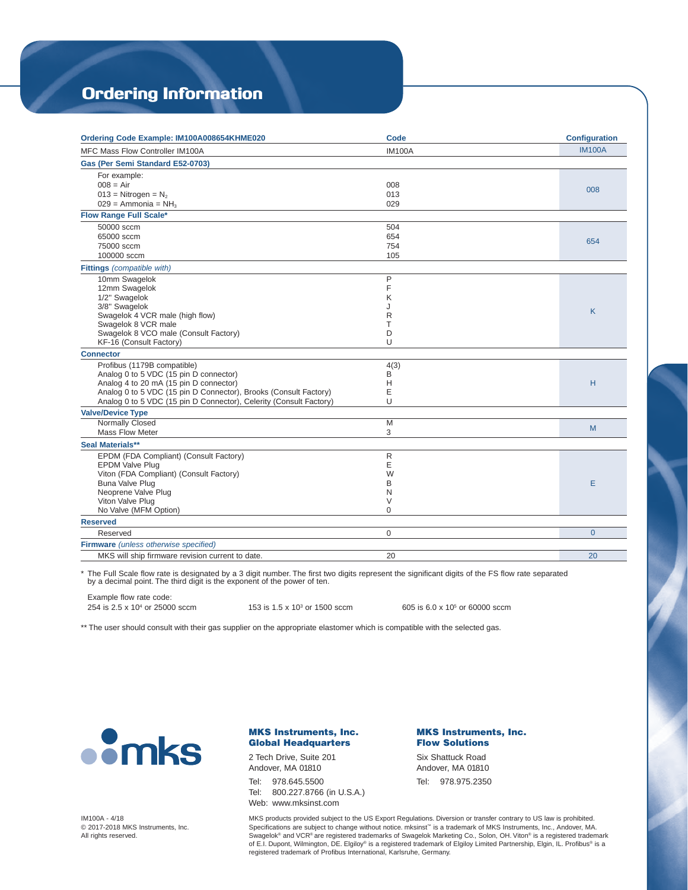# Ordering Information

| Ordering Code Example: IM100A008654KHME020 | Code | Configuration |
|---|---|---|
| MFC Mass Flow Controller IM100A | IM100A | IM100A |
| **Gas (Per Semi Standard E52-0703)** | | |
| For example: | | |
| 008 = Air | 008 | 008 |
| 013 = Nitrogen = $N_2$ | 013 | |
| 029 = Ammonia = $NH_3$ | 029 | |
| **Flow Range Full Scale*** | | |
| 50000 sccm | 504 | |
| 65000 sccm | 654 | 654 |
| 75000 sccm | 754 | |
| 100000 sccm | 105 | |
| **Fittings** *(compatible with)* | | |
| 10mm Swagelok | P | |
| 12mm Swagelok | F | |
| 1/2" Swagelok | K | |
| 3/8" Swagelok | J | K |
| Swagelok 4 VCR male (high flow) | R | |
| Swagelok 8 VCR male | T | |
| Swagelok 8 VCO male (Consult Factory) | D | |
| KF-16 (Consult Factory) | U | |
| **Connector** | | |
| Profibus (1179B compatible) | 4(3) | |
| Analog 0 to 5 VDC (15 pin D connector) | B | |
| Analog 4 to 20 mA (15 pin D connector) | H | H |
| Analog 0 to 5 VDC (15 pin D Connector), Brooks (Consult Factory) | E | |
| Analog 0 to 5 VDC (15 pin D Connector), Celerity (Consult Factory) | U | |
| **Valve/Device Type** | | |
| Normally Closed | M | M |
| Mass Flow Meter | 3 | |
| **Seal Materials**** | | |
| EPDM (FDA Compliant) (Consult Factory) | R | |
| EPDM Valve Plug | E | |
| Viton (FDA Compliant) (Consult Factory) | W | |
| Buna Valve Plug | B | E |
| Neoprene Valve Plug | N | |
| Viton Valve Plug | V | |
| No Valve (MFM Option) | 0 | |
| **Reserved** | | |
| Reserved | 0 | 0 |
| **Firmware** *(unless otherwise specified)* | | |
| MKS will ship firmware revision current to date. | 20 | 20 |

* The Full Scale flow rate is designated by a 3 digit number. The first two digits represent the significant digits of the FS flow rate separated by a decimal point. The third digit is the exponent of the power of ten.

Example flow rate code:

254 is $2.5 \times 10^4$ or 25000 sccm

153 is $1.5 \times 10^3$ or 1500 sccm

605 is $6.0 \times 10^5$ or 60000 sccm

** The user should consult with their gas supplier on the appropriate elastomer which is compatible with the selected gas.

mks

**MKS Instruments, Inc.**
**Global Headquarters**

2 Tech Drive, Suite 201
Andover, MA 01810

Tel: 978.645.5500
Tel: 800.227.8766 (in U.S.A.)
Web: www.mksinst.com

**MKS Instruments, Inc.**
**Flow Solutions**

Six Shattuck Road
Andover, MA 01810

Tel: 978.975.2350

IM100A - 4/18
© 2017-2018 MKS Instruments, Inc.
All rights reserved.

MKS products provided subject to the US Export Regulations. Diversion or transfer contrary to US law is prohibited. Specifications are subject to change without notice. mksinst™ is a trademark of MKS Instruments, Inc., Andover, MA. Swagelok® and VCR® are registered trademarks of Swagelok Marketing Co., Solon, OH. Viton® is a registered trademark of E.I. Dupont, Wilmington, DE. Elgiloy® is a registered trademark of Elgiloy Limited Partnership, Elgin, IL. Profibus® is a registered trademark of Profibus International, Karlsruhe, Germany.